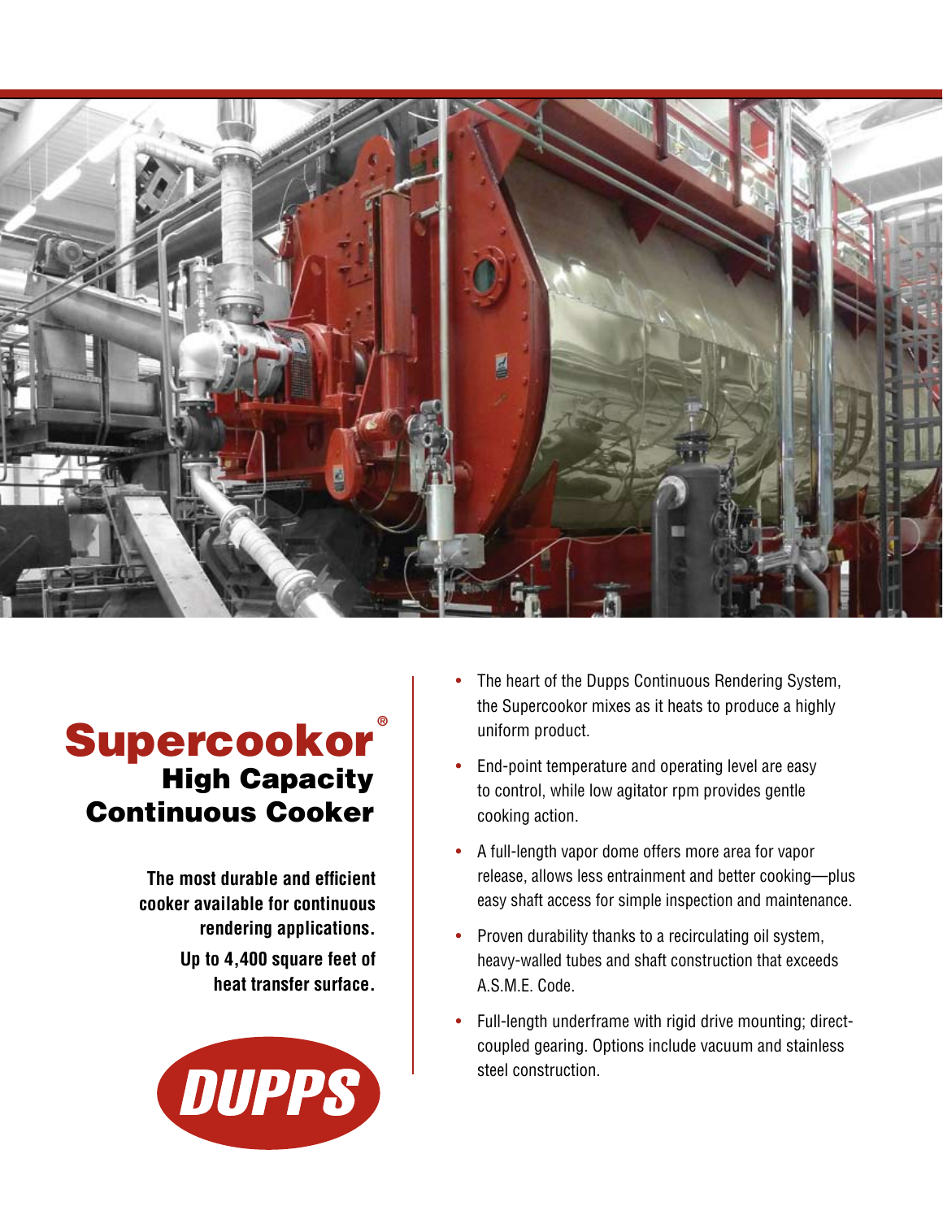# Supercookor®

## High Capacity Continuous Cooker

**The most durable and efficient cooker available for continuous rendering applications.**

**Up to 4,400 square feet of heat transfer surface.**

DUPPS

- The heart of the Dupps Continuous Rendering System, the Supercookor mixes as it heats to produce a highly uniform product.
- End-point temperature and operating level are easy to control, while low agitator rpm provides gentle cooking action.
- A full-length vapor dome offers more area for vapor release, allows less entrainment and better cooking—plus easy shaft access for simple inspection and maintenance.
- Proven durability thanks to a recirculating oil system, heavy-walled tubes and shaft construction that exceeds A.S.M.E. Code.
- Full-length underframe with rigid drive mounting; direct-coupled gearing. Options include vacuum and stainless steel construction.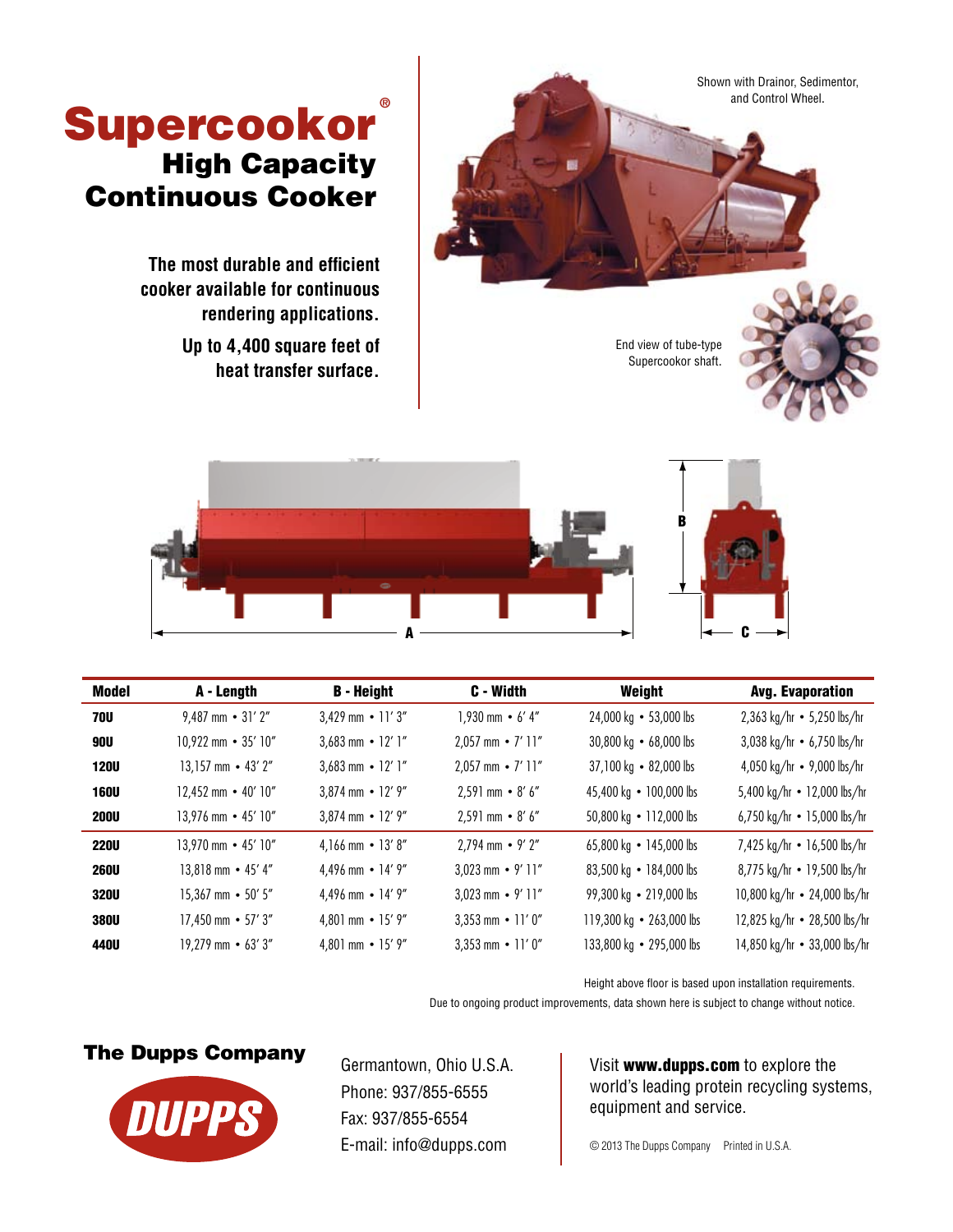# Supercookor®

## High Capacity Continuous Cooker

**The most durable and efficient cooker available for continuous rendering applications.**

**Up to 4,400 square feet of heat transfer surface.**

Shown with Drainor, Sedimentor, and Control Wheel.

End view of tube-type Supercookor shaft.

B

A

C

| Model | A - Length | B - Height | C - Width | Weight | Avg. Evaporation |
|---|---|---|---|---|---|
| **70U** | 9,487 mm • 31′ 2″ | 3,429 mm • 11′ 3″ | 1,930 mm • 6′ 4″ | 24,000 kg • 53,000 lbs | 2,363 kg/hr • 5,250 lbs/hr |
| **90U** | 10,922 mm • 35′ 10″ | 3,683 mm • 12′ 1″ | 2,057 mm • 7′ 11″ | 30,800 kg • 68,000 lbs | 3,038 kg/hr • 6,750 lbs/hr |
| **120U** | 13,157 mm • 43′ 2″ | 3,683 mm • 12′ 1″ | 2,057 mm • 7′ 11″ | 37,100 kg • 82,000 lbs | 4,050 kg/hr • 9,000 lbs/hr |
| **160U** | 12,452 mm • 40′ 10″ | 3,874 mm • 12′ 9″ | 2,591 mm • 8′ 6″ | 45,400 kg • 100,000 lbs | 5,400 kg/hr • 12,000 lbs/hr |
| **200U** | 13,976 mm • 45′ 10″ | 3,874 mm • 12′ 9″ | 2,591 mm • 8′ 6″ | 50,800 kg • 112,000 lbs | 6,750 kg/hr • 15,000 lbs/hr |
| **220U** | 13,970 mm • 45′ 10″ | 4,166 mm • 13′ 8″ | 2,794 mm • 9′ 2″ | 65,800 kg • 145,000 lbs | 7,425 kg/hr • 16,500 lbs/hr |
| **260U** | 13,818 mm • 45′ 4″ | 4,496 mm • 14′ 9″ | 3,023 mm • 9′ 11″ | 83,500 kg • 184,000 lbs | 8,775 kg/hr • 19,500 lbs/hr |
| **320U** | 15,367 mm • 50′ 5″ | 4,496 mm • 14′ 9″ | 3,023 mm • 9′ 11″ | 99,300 kg • 219,000 lbs | 10,800 kg/hr • 24,000 lbs/hr |
| **380U** | 17,450 mm • 57′ 3″ | 4,801 mm • 15′ 9″ | 3,353 mm • 11′ 0″ | 119,300 kg • 263,000 lbs | 12,825 kg/hr • 28,500 lbs/hr |
| **440U** | 19,279 mm • 63′ 3″ | 4,801 mm • 15′ 9″ | 3,353 mm • 11′ 0″ | 133,800 kg • 295,000 lbs | 14,850 kg/hr • 33,000 lbs/hr |

Height above floor is based upon installation requirements.

Due to ongoing product improvements, data shown here is subject to change without notice.

**The Dupps Company**

DUPPS

Germantown, Ohio U.S.A.
Phone: 937/855-6555
Fax: 937/855-6554
E-mail: info@dupps.com

Visit **www.dupps.com** to explore the world's leading protein recycling systems, equipment and service.

© 2013 The Dupps Company   Printed in U.S.A.